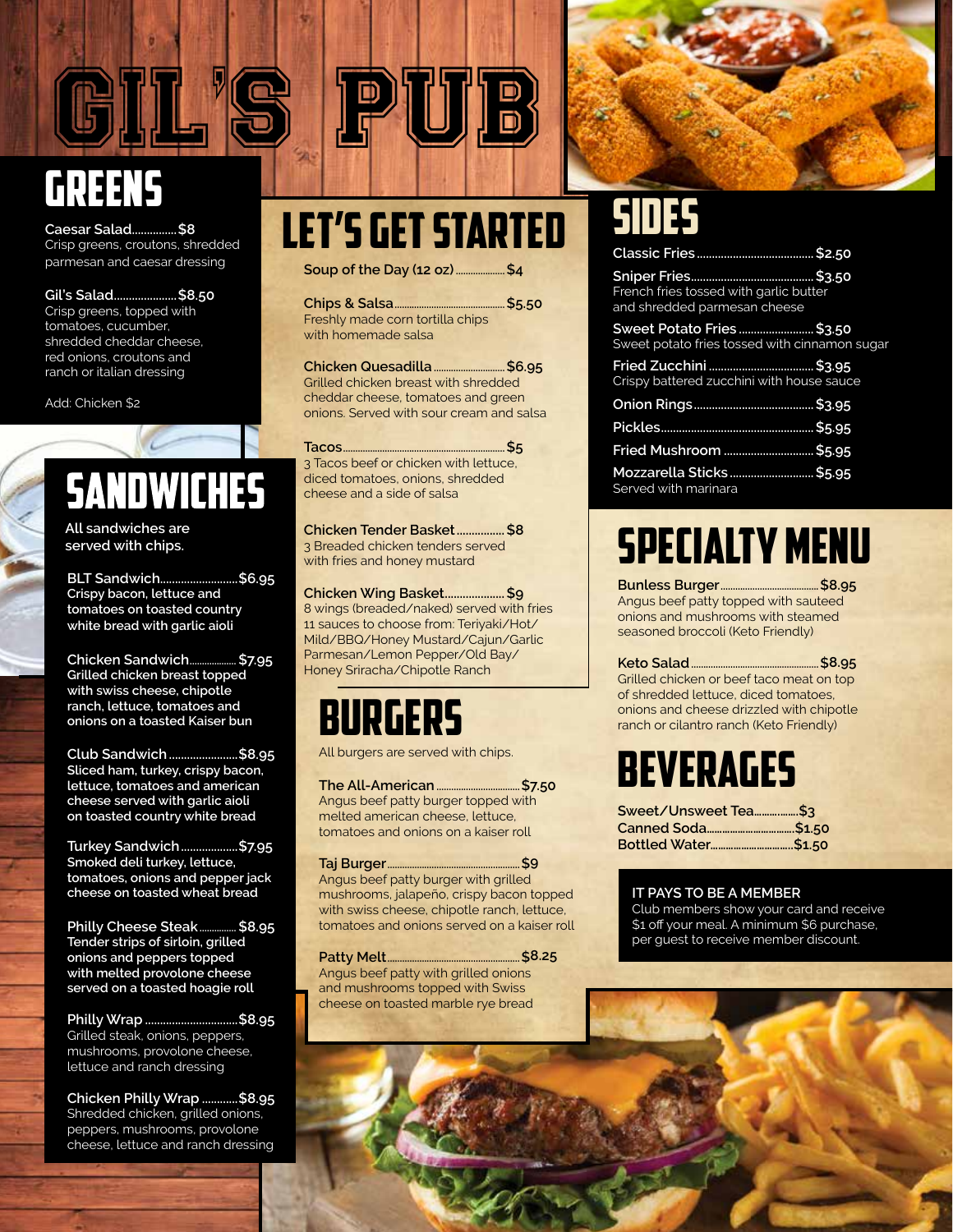# GIL'S PUB

## GREENS

**Caesar Salad............... $8**
Crisp greens, croutons, shredded parmesan and caesar dressing

**Gil's Salad..................... $8.50**
Crisp greens, topped with tomatoes, cucumber, shredded cheddar cheese, red onions, croutons and ranch or italian dressing

Add: Chicken $2

## SANDWICHES

**All sandwiches are served with chips.**

**BLT Sandwich.......................... $6.95**
Crispy bacon, lettuce and tomatoes on toasted country white bread with garlic aioli

**Chicken Sandwich.................. $7.95**
Grilled chicken breast topped with swiss cheese, chipotle ranch, lettuce, tomatoes and onions on a toasted Kaiser bun

**Club Sandwich....................... $8.95**
Sliced ham, turkey, crispy bacon, lettuce, tomatoes and american cheese served with garlic aioli on toasted country white bread

**Turkey Sandwich................... $7.95**
Smoked deli turkey, lettuce, tomatoes, onions and pepper jack cheese on toasted wheat bread

**Philly Cheese Steak............... $8.95**
Tender strips of sirloin, grilled onions and peppers topped with melted provolone cheese served on a toasted hoagie roll

**Philly Wrap ............................... $8.95**
Grilled steak, onions, peppers, mushrooms, provolone cheese, lettuce and ranch dressing

**Chicken Philly Wrap ............ $8.95**
Shredded chicken, grilled onions, peppers, mushrooms, provolone cheese, lettuce and ranch dressing

## LET'S GET STARTED

**Soup of the Day (12 oz)................... $4**

**Chips & Salsa............................................ $5.50**
Freshly made corn tortilla chips with homemade salsa

**Chicken Quesadilla............................ $6.95**
Grilled chicken breast with shredded cheddar cheese, tomatoes and green onions. Served with sour cream and salsa

**Tacos............................................................... $5**
3 Tacos beef or chicken with lettuce, diced tomatoes, onions, shredded cheese and a side of salsa

**Chicken Tender Basket................ $8**
3 Breaded chicken tenders served with fries and honey mustard

**Chicken Wing Basket.................... $9**
8 wings (breaded/naked) served with fries
11 sauces to choose from: Teriyaki/Hot/Mild/BBQ/Honey Mustard/Cajun/Garlic Parmesan/Lemon Pepper/Old Bay/Honey Sriracha/Chipotle Ranch

## BURGERS

All burgers are served with chips.

**The All-American.................................. $7.50**
Angus beef patty burger topped with melted american cheese, lettuce, tomatoes and onions on a kaiser roll

**Taj Burger..................................................... $9**
Angus beef patty burger with grilled mushrooms, jalapeño, crispy bacon topped with swiss cheese, chipotle ranch, lettuce, tomatoes and onions served on a kaiser roll

**Patty Melt..................................................... $8.25**
Angus beef patty with grilled onions and mushrooms topped with Swiss cheese on toasted marble rye bread

## SIDES

**Classic Fries....................................... $2.50**

**Sniper Fries......................................... $3.50**
French fries tossed with garlic butter and shredded parmesan cheese

**Sweet Potato Fries......................... $3.50**
Sweet potato fries tossed with cinnamon sugar

**Fried Zucchini.................................. $3.95**
Crispy battered zucchini with house sauce

**Onion Rings........................................ $3.95**

**Pickles.................................................. $5.95**

**Fried Mushroom .............................. $5.95**

**Mozzarella Sticks............................ $5.95**
Served with marinara

## SPECIALTY MENU

**Bunless Burger........................................ $8.95**
Angus beef patty topped with sauteed onions and mushrooms with steamed seasoned broccoli (Keto Friendly)

**Keto Salad.................................................. $8.95**
Grilled chicken or beef taco meat on top of shredded lettuce, diced tomatoes, onions and cheese drizzled with chipotle ranch or cilantro ranch (Keto Friendly)

## BEVERAGES

**Sweet/Unsweet Tea................. $3**
**Canned Soda.................................. $1.50**
**Bottled Water................................ $1.50**

**IT PAYS TO BE A MEMBER**
Club members show your card and receive $1 off your meal. A minimum $6 purchase, per guest to receive member discount.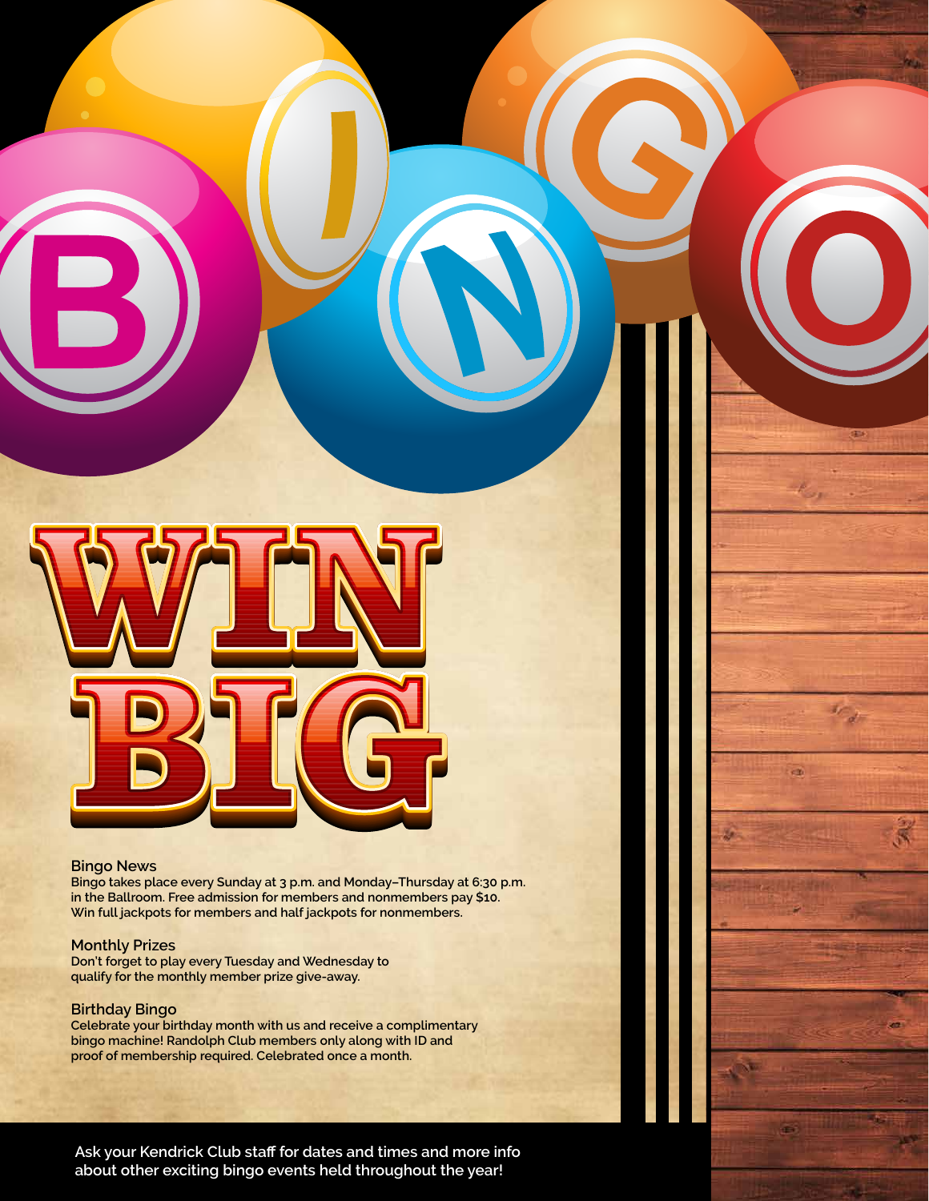# BINGO

# WIN BIG

### Bingo News

**Bingo takes place every Sunday at 3 p.m. and Monday–Thursday at 6:30 p.m. in the Ballroom. Free admission for members and nonmembers pay $10. Win full jackpots for members and half jackpots for nonmembers.**

### Monthly Prizes

**Don't forget to play every Tuesday and Wednesday to qualify for the monthly member prize give-away.**

### Birthday Bingo

**Celebrate your birthday month with us and receive a complimentary bingo machine! Randolph Club members only along with ID and proof of membership required. Celebrated once a month.**

**Ask your Kendrick Club staff for dates and times and more info about other exciting bingo events held throughout the year!**